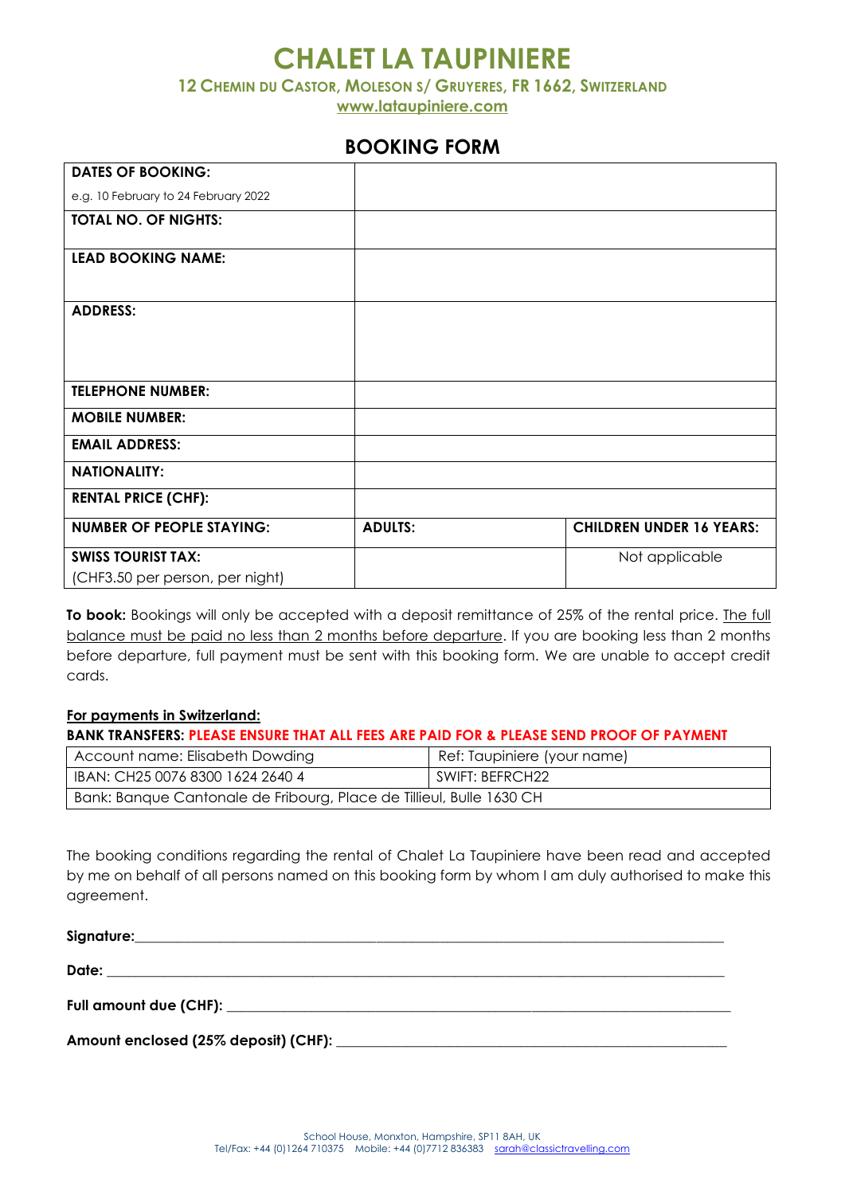# CHALET LA TAUPINIERE

**12 CHEMIN DU CASTOR, MOLESON S/ GRUYERES, FR 1662, SWITZERLAND**

**www.lataupiniere.com**

## BOOKING FORM

| | | |
|---|---|---|
| **DATES OF BOOKING:**<br>e.g. 10 February to 24 February 2022 | | |
| **TOTAL NO. OF NIGHTS:** | | |
| **LEAD BOOKING NAME:** | | |
| **ADDRESS:** | | |
| **TELEPHONE NUMBER:** | | |
| **MOBILE NUMBER:** | | |
| **EMAIL ADDRESS:** | | |
| **NATIONALITY:** | | |
| **RENTAL PRICE (CHF):** | | |
| **NUMBER OF PEOPLE STAYING:** | **ADULTS:** | **CHILDREN UNDER 16 YEARS:** |
| **SWISS TOURIST TAX:**<br>(CHF3.50 per person, per night) | | Not applicable |

**To book:** Bookings will only be accepted with a deposit remittance of 25% of the rental price. The full balance must be paid no less than 2 months before departure. If you are booking less than 2 months before departure, full payment must be sent with this booking form. We are unable to accept credit cards.

**For payments in Switzerland:**

**BANK TRANSFERS: PLEASE ENSURE THAT ALL FEES ARE PAID FOR & PLEASE SEND PROOF OF PAYMENT**

| | |
|---|---|
| Account name: Elisabeth Dowding | Ref: Taupiniere (your name) |
| IBAN: CH25 0076 8300 1624 2640 4 | SWIFT: BEFRCH22 |
| Bank: Banque Cantonale de Fribourg, Place de Tillieul, Bulle 1630 CH | |

The booking conditions regarding the rental of Chalet La Taupiniere have been read and accepted by me on behalf of all persons named on this booking form by whom I am duly authorised to make this agreement.

**Signature:**\_\_\_\_\_\_\_\_\_\_\_\_\_\_\_\_\_\_\_\_\_\_\_\_\_\_\_\_\_\_\_\_\_\_\_\_\_\_\_\_

**Date:** \_\_\_\_\_\_\_\_\_\_\_\_\_\_\_\_\_\_\_\_\_\_\_\_\_\_\_\_\_\_\_\_\_\_\_\_\_\_\_\_

**Full amount due (CHF):** \_\_\_\_\_\_\_\_\_\_\_\_\_\_\_\_\_\_\_\_\_\_\_\_\_\_\_\_\_\_\_\_\_\_\_\_

**Amount enclosed (25% deposit) (CHF):** \_\_\_\_\_\_\_\_\_\_\_\_\_\_\_\_\_\_\_\_\_\_\_\_\_\_\_\_

School House, Monxton, Hampshire, SP11 8AH, UK
Tel/Fax: +44 (0)1264 710375 Mobile: +44 (0)7712 836383 sarah@classictravelling.com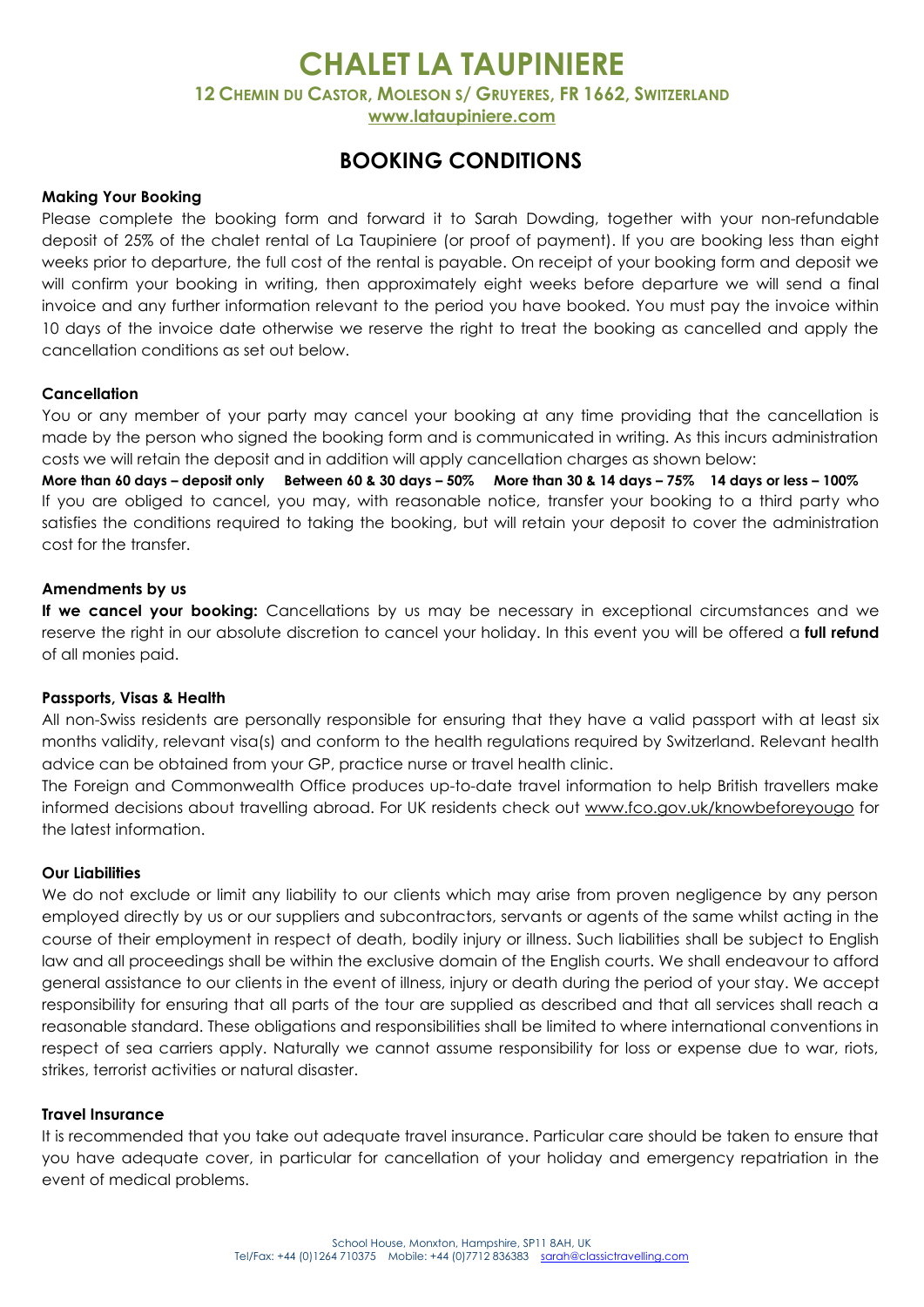# CHALET LA TAUPINIERE

**12 CHEMIN DU CASTOR, MOLESON S/ GRUYERES, FR 1662, SWITZERLAND**

**www.lataupiniere.com**

## BOOKING CONDITIONS

**Making Your Booking**

Please complete the booking form and forward it to Sarah Dowding, together with your non-refundable deposit of 25% of the chalet rental of La Taupiniere (or proof of payment). If you are booking less than eight weeks prior to departure, the full cost of the rental is payable. On receipt of your booking form and deposit we will confirm your booking in writing, then approximately eight weeks before departure we will send a final invoice and any further information relevant to the period you have booked. You must pay the invoice within 10 days of the invoice date otherwise we reserve the right to treat the booking as cancelled and apply the cancellation conditions as set out below.

**Cancellation**

You or any member of your party may cancel your booking at any time providing that the cancellation is made by the person who signed the booking form and is communicated in writing. As this incurs administration costs we will retain the deposit and in addition will apply cancellation charges as shown below:

**More than 60 days – deposit only  Between 60 & 30 days – 50%  More than 30 & 14 days – 75%  14 days or less – 100%**

If you are obliged to cancel, you may, with reasonable notice, transfer your booking to a third party who satisfies the conditions required to taking the booking, but will retain your deposit to cover the administration cost for the transfer.

**Amendments by us**

**If we cancel your booking:** Cancellations by us may be necessary in exceptional circumstances and we reserve the right in our absolute discretion to cancel your holiday. In this event you will be offered a **full refund** of all monies paid.

**Passports, Visas & Health**

All non-Swiss residents are personally responsible for ensuring that they have a valid passport with at least six months validity, relevant visa(s) and conform to the health regulations required by Switzerland. Relevant health advice can be obtained from your GP, practice nurse or travel health clinic.

The Foreign and Commonwealth Office produces up-to-date travel information to help British travellers make informed decisions about travelling abroad. For UK residents check out www.fco.gov.uk/knowbeforeyougo for the latest information.

**Our Liabilities**

We do not exclude or limit any liability to our clients which may arise from proven negligence by any person employed directly by us or our suppliers and subcontractors, servants or agents of the same whilst acting in the course of their employment in respect of death, bodily injury or illness. Such liabilities shall be subject to English law and all proceedings shall be within the exclusive domain of the English courts. We shall endeavour to afford general assistance to our clients in the event of illness, injury or death during the period of your stay. We accept responsibility for ensuring that all parts of the tour are supplied as described and that all services shall reach a reasonable standard. These obligations and responsibilities shall be limited to where international conventions in respect of sea carriers apply. Naturally we cannot assume responsibility for loss or expense due to war, riots, strikes, terrorist activities or natural disaster.

**Travel Insurance**

It is recommended that you take out adequate travel insurance. Particular care should be taken to ensure that you have adequate cover, in particular for cancellation of your holiday and emergency repatriation in the event of medical problems.

School House, Monxton, Hampshire, SP11 8AH, UK
Tel/Fax: +44 (0)1264 710375  Mobile: +44 (0)7712 836383  sarah@classictravelling.com